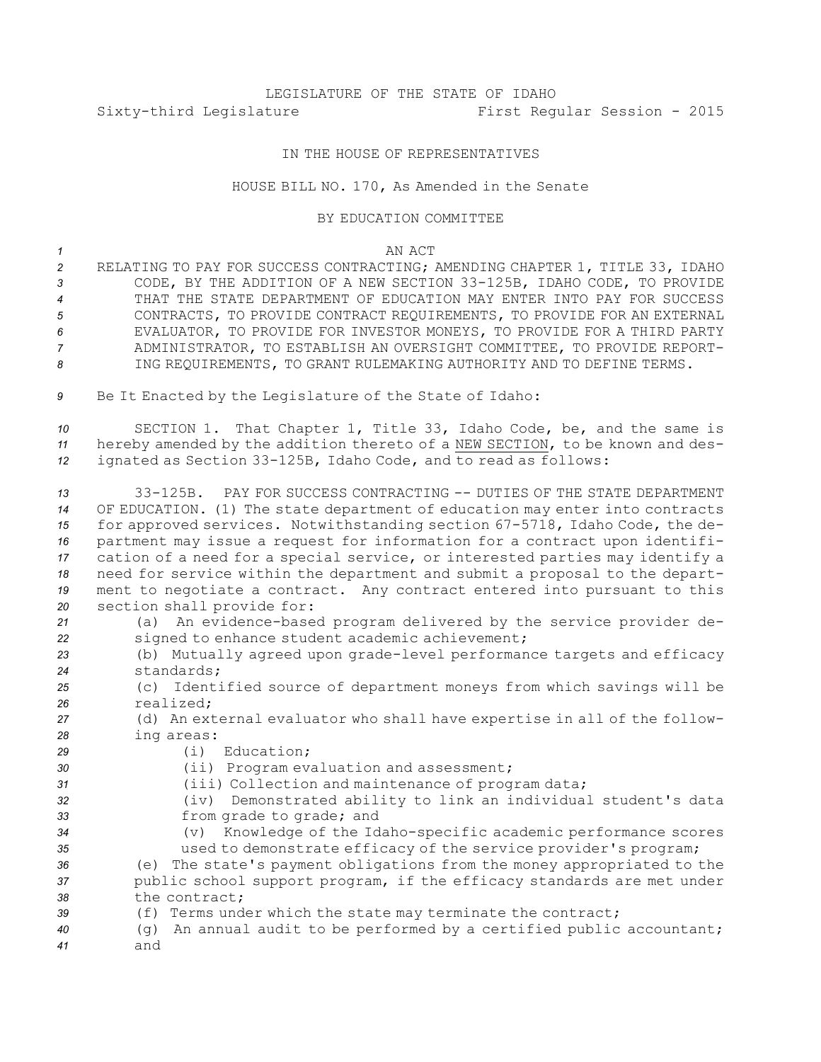LEGISLATURE OF THE STATE OF IDAHO

Sixty-third Legislature First Regular Session - 2015

IN THE HOUSE OF REPRESENTATIVES

HOUSE BILL NO. 170, As Amended in the Senate

BY EDUCATION COMMITTEE

AN ACT

RELATING TO PAY FOR SUCCESS CONTRACTING; AMENDING CHAPTER 1, TITLE 33, IDAHO CODE, BY THE ADDITION OF A NEW SECTION 33-125B, IDAHO CODE, TO PROVIDE THAT THE STATE DEPARTMENT OF EDUCATION MAY ENTER INTO PAY FOR SUCCESS CONTRACTS, TO PROVIDE CONTRACT REQUIREMENTS, TO PROVIDE FOR AN EXTERNAL EVALUATOR, TO PROVIDE FOR INVESTOR MONEYS, TO PROVIDE FOR A THIRD PARTY ADMINISTRATOR, TO ESTABLISH AN OVERSIGHT COMMITTEE, TO PROVIDE REPORTING REQUIREMENTS, TO GRANT RULEMAKING AUTHORITY AND TO DEFINE TERMS.

Be It Enacted by the Legislature of the State of Idaho:

SECTION 1. That Chapter 1, Title 33, Idaho Code, be, and the same is hereby amended by the addition thereto of a NEW SECTION, to be known and designated as Section 33-125B, Idaho Code, and to read as follows:

33-125B. PAY FOR SUCCESS CONTRACTING -- DUTIES OF THE STATE DEPARTMENT OF EDUCATION. (1) The state department of education may enter into contracts for approved services. Notwithstanding section 67-5718, Idaho Code, the department may issue a request for information for a contract upon identification of a need for a special service, or interested parties may identify a need for service within the department and submit a proposal to the department to negotiate a contract. Any contract entered into pursuant to this section shall provide for:

(a) An evidence-based program delivered by the service provider designed to enhance student academic achievement;

(b) Mutually agreed upon grade-level performance targets and efficacy standards;

(c) Identified source of department moneys from which savings will be realized;

(d) An external evaluator who shall have expertise in all of the following areas:

(i) Education;

(ii) Program evaluation and assessment;

(iii) Collection and maintenance of program data;

(iv) Demonstrated ability to link an individual student's data from grade to grade; and

(v) Knowledge of the Idaho-specific academic performance scores used to demonstrate efficacy of the service provider's program;

(e) The state's payment obligations from the money appropriated to the public school support program, if the efficacy standards are met under the contract;

(f) Terms under which the state may terminate the contract;

(g) An annual audit to be performed by a certified public accountant; and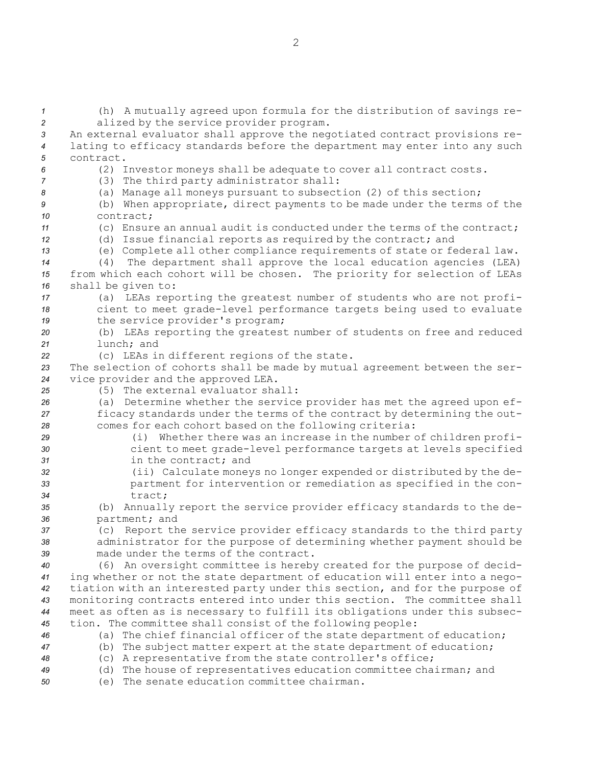(h) A mutually agreed upon formula for the distribution of savings realized by the service provider program.

An external evaluator shall approve the negotiated contract provisions relating to efficacy standards before the department may enter into any such contract.

(2) Investor moneys shall be adequate to cover all contract costs.

(3) The third party administrator shall:

(a) Manage all moneys pursuant to subsection (2) of this section;

(b) When appropriate, direct payments to be made under the terms of the contract;

(c) Ensure an annual audit is conducted under the terms of the contract;

(d) Issue financial reports as required by the contract; and

(e) Complete all other compliance requirements of state or federal law.

(4) The department shall approve the local education agencies (LEA) from which each cohort will be chosen. The priority for selection of LEAs shall be given to:

(a) LEAs reporting the greatest number of students who are not proficient to meet grade-level performance targets being used to evaluate the service provider's program;

(b) LEAs reporting the greatest number of students on free and reduced lunch; and

(c) LEAs in different regions of the state.

The selection of cohorts shall be made by mutual agreement between the service provider and the approved LEA.

(5) The external evaluator shall:

(a) Determine whether the service provider has met the agreed upon efficacy standards under the terms of the contract by determining the outcomes for each cohort based on the following criteria:

(i) Whether there was an increase in the number of children proficient to meet grade-level performance targets at levels specified in the contract; and

(ii) Calculate moneys no longer expended or distributed by the department for intervention or remediation as specified in the contract;

(b) Annually report the service provider efficacy standards to the department; and

(c) Report the service provider efficacy standards to the third party administrator for the purpose of determining whether payment should be made under the terms of the contract.

(6) An oversight committee is hereby created for the purpose of deciding whether or not the state department of education will enter into a negotiation with an interested party under this section, and for the purpose of monitoring contracts entered into under this section. The committee shall meet as often as is necessary to fulfill its obligations under this subsection. The committee shall consist of the following people:

(a) The chief financial officer of the state department of education;

(b) The subject matter expert at the state department of education;

(c) A representative from the state controller's office;

(d) The house of representatives education committee chairman; and

(e) The senate education committee chairman.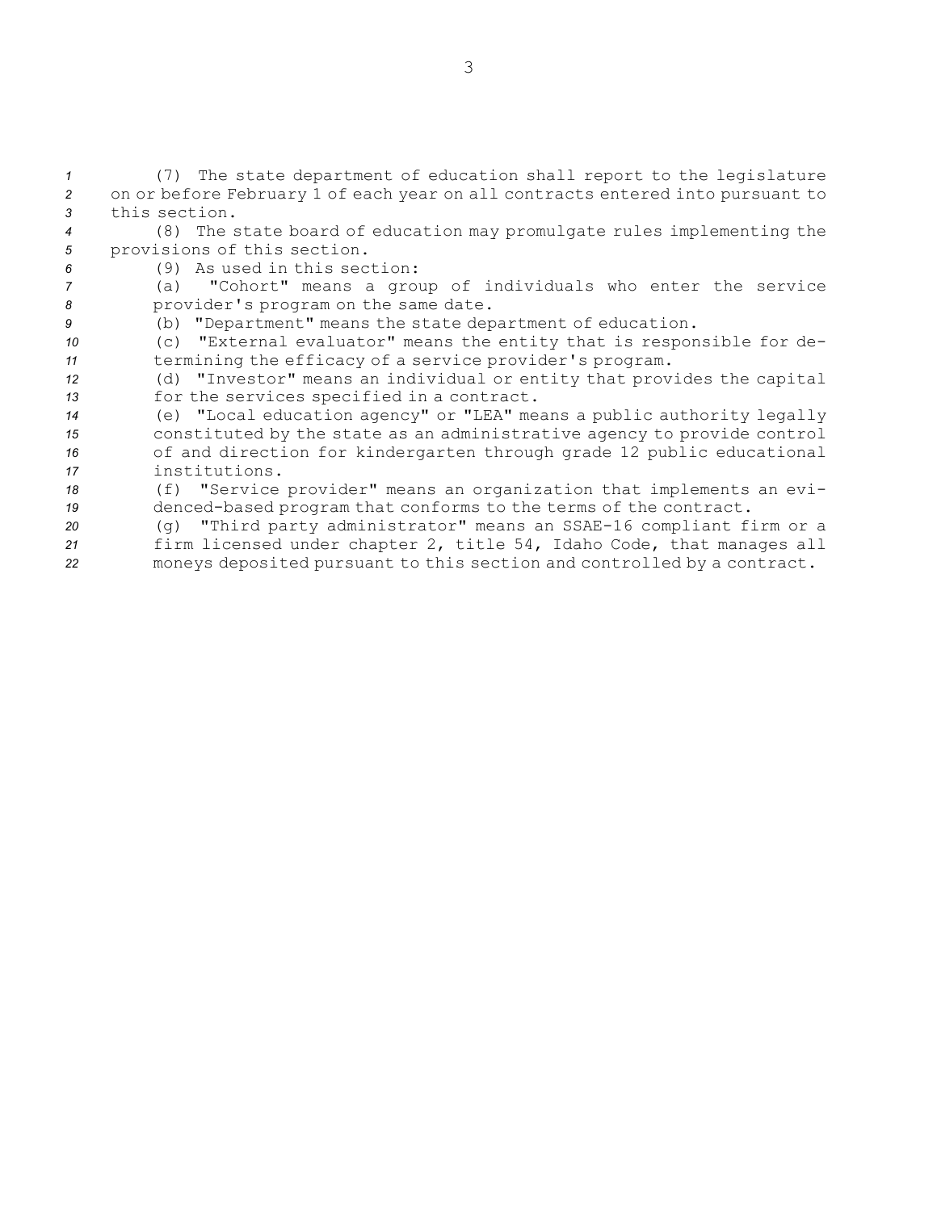(7) The state department of education shall report to the legislature on or before February 1 of each year on all contracts entered into pursuant to this section.

(8) The state board of education may promulgate rules implementing the provisions of this section.

(9) As used in this section:

(a) "Cohort" means a group of individuals who enter the service provider's program on the same date.

(b) "Department" means the state department of education.

(c) "External evaluator" means the entity that is responsible for determining the efficacy of a service provider's program.

(d) "Investor" means an individual or entity that provides the capital for the services specified in a contract.

(e) "Local education agency" or "LEA" means a public authority legally constituted by the state as an administrative agency to provide control of and direction for kindergarten through grade 12 public educational institutions.

(f) "Service provider" means an organization that implements an evidenced-based program that conforms to the terms of the contract.

(g) "Third party administrator" means an SSAE-16 compliant firm or a firm licensed under chapter 2, title 54, Idaho Code, that manages all moneys deposited pursuant to this section and controlled by a contract.